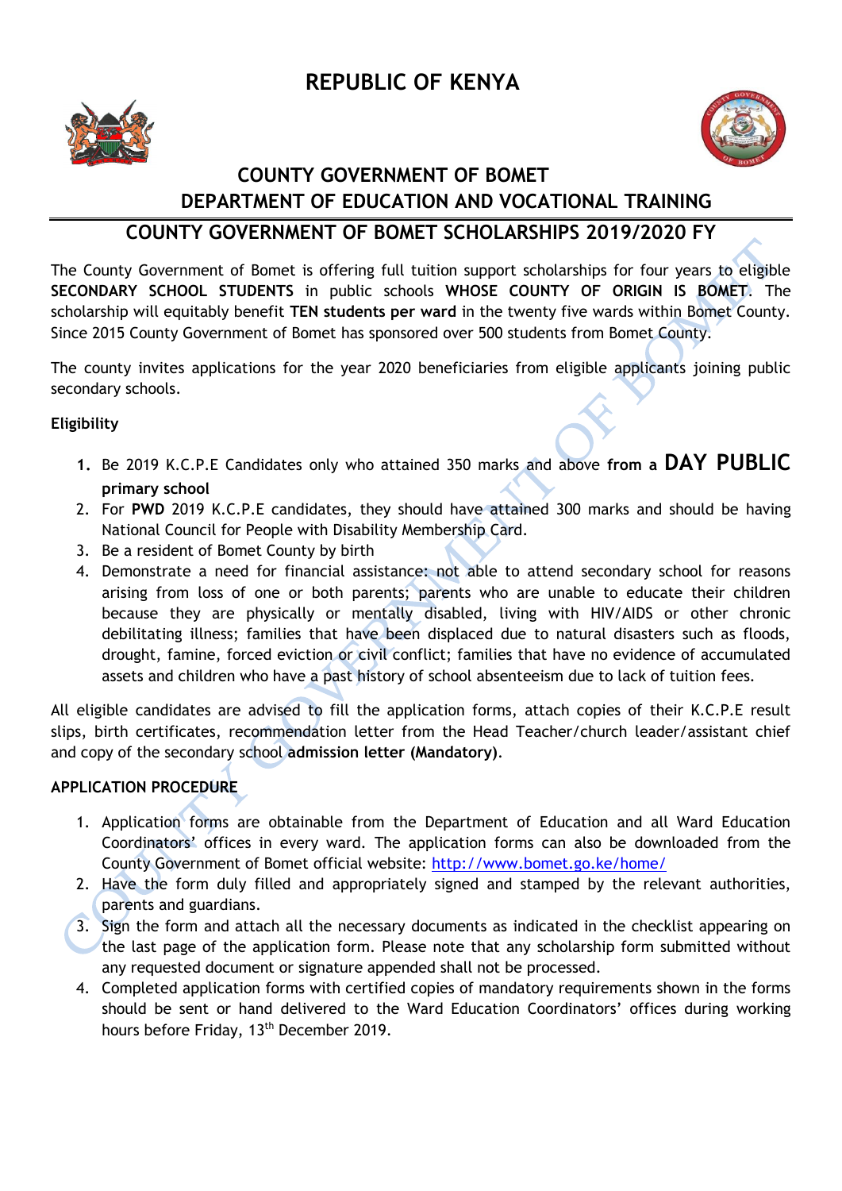# REPUBLIC OF KENYA

## COUNTY GOVERNMENT OF BOMET
## DEPARTMENT OF EDUCATION AND VOCATIONAL TRAINING

## COUNTY GOVERNMENT OF BOMET SCHOLARSHIPS 2019/2020 FY

The County Government of Bomet is offering full tuition support scholarships for four years to eligible **SECONDARY SCHOOL STUDENTS** in public schools **WHOSE COUNTY OF ORIGIN IS BOMET**. The scholarship will equitably benefit **TEN students per ward** in the twenty five wards within Bomet County. Since 2015 County Government of Bomet has sponsored over 500 students from Bomet County.

The county invites applications for the year 2020 beneficiaries from eligible applicants joining public secondary schools.

**Eligibility**

1. Be 2019 K.C.P.E Candidates only who attained 350 marks and above **from a DAY PUBLIC primary school**
2. For **PWD** 2019 K.C.P.E candidates, they should have attained 300 marks and should be having National Council for People with Disability Membership Card.
3. Be a resident of Bomet County by birth
4. Demonstrate a need for financial assistance: not able to attend secondary school for reasons arising from loss of one or both parents; parents who are unable to educate their children because they are physically or mentally disabled, living with HIV/AIDS or other chronic debilitating illness; families that have been displaced due to natural disasters such as floods, drought, famine, forced eviction or civil conflict; families that have no evidence of accumulated assets and children who have a past history of school absenteeism due to lack of tuition fees.

All eligible candidates are advised to fill the application forms, attach copies of their K.C.P.E result slips, birth certificates, recommendation letter from the Head Teacher/church leader/assistant chief and copy of the secondary school **admission letter (Mandatory)**.

**APPLICATION PROCEDURE**

1. Application forms are obtainable from the Department of Education and all Ward Education Coordinators' offices in every ward. The application forms can also be downloaded from the County Government of Bomet official website: http://www.bomet.go.ke/home/
2. Have the form duly filled and appropriately signed and stamped by the relevant authorities, parents and guardians.
3. Sign the form and attach all the necessary documents as indicated in the checklist appearing on the last page of the application form. Please note that any scholarship form submitted without any requested document or signature appended shall not be processed.
4. Completed application forms with certified copies of mandatory requirements shown in the forms should be sent or hand delivered to the Ward Education Coordinators' offices during working hours before Friday, 13th December 2019.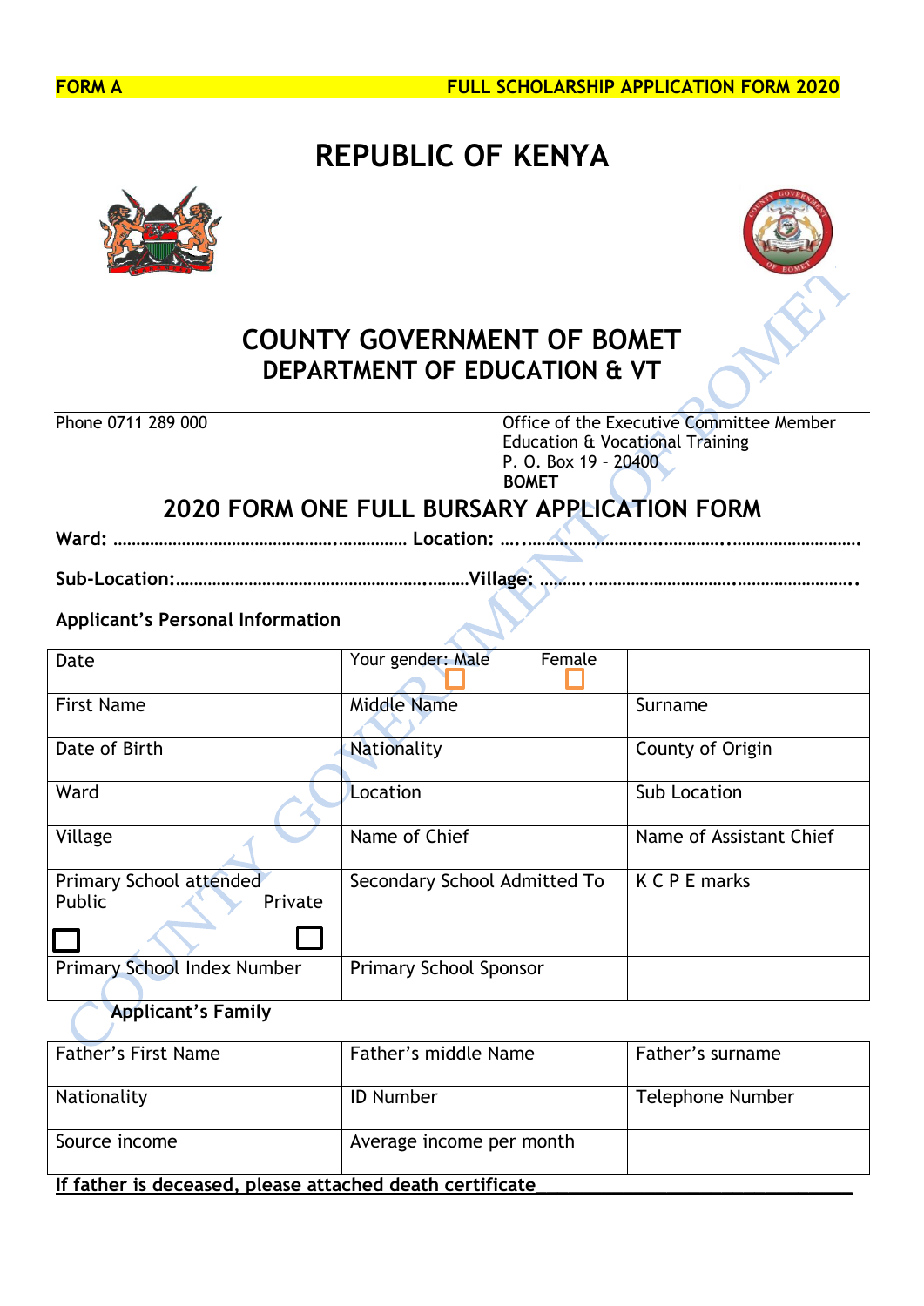FORM A FULL SCHOLARSHIP APPLICATION FORM 2020

# REPUBLIC OF KENYA

## COUNTY GOVERNMENT OF BOMET
### DEPARTMENT OF EDUCATION & VT

Phone 0711 289 000

Office of the Executive Committee Member
Education & Vocational Training
P. O. Box 19 – 20400
**BOMET**

## 2020 FORM ONE FULL BURSARY APPLICATION FORM

**Ward:** ……………………………………………………………… **Location:** ……………………………………………………………………

**Sub-Location:**………………………………………………………………**Village:** ……………………………………………………………..

**Applicant's Personal Information**

| Date | Your gender: Male ☐ Female ☐ | |
|---|---|---|
| First Name | Middle Name | Surname |
| Date of Birth | Nationality | County of Origin |
| Ward | Location | Sub Location |
| Village | Name of Chief | Name of Assistant Chief |
| Primary School attended Public ☐ Private ☐ | Secondary School Admitted To | K C P E marks |
| Primary School Index Number | Primary School Sponsor | |

**Applicant's Family**

| Father's First Name | Father's middle Name | Father's surname |
|---|---|---|
| Nationality | ID Number | Telephone Number |
| Source income | Average income per month | |

**If father is deceased, please attached death certificate**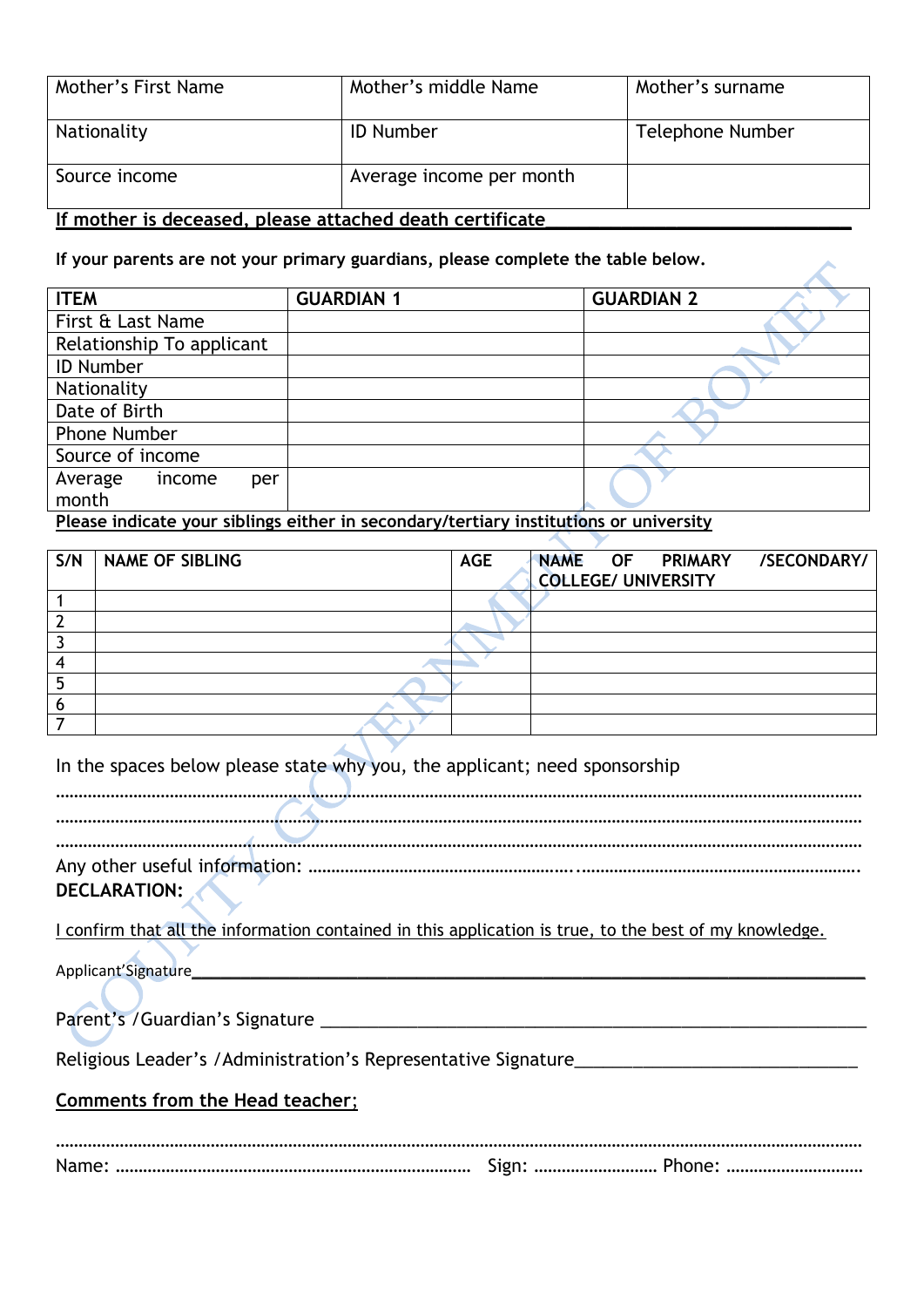| Mother's First Name | Mother's middle Name | Mother's surname |
|---|---|---|
| Nationality | ID Number | Telephone Number |
| Source income | Average income per month | |

**If mother is deceased, please attached death certificate_______________________________**

**If your parents are not your primary guardians, please complete the table below.**

| ITEM | GUARDIAN 1 | GUARDIAN 2 |
|---|---|---|
| First & Last Name | | |
| Relationship To applicant | | |
| ID Number | | |
| Nationality | | |
| Date of Birth | | |
| Phone Number | | |
| Source of income | | |
| Average income per month | | |

**Please indicate your siblings either in secondary/tertiary institutions or university**

| S/N | NAME OF SIBLING | AGE | NAME OF PRIMARY /SECONDARY/ COLLEGE/ UNIVERSITY |
|---|---|---|---|
| 1 | | | |
| 2 | | | |
| 3 | | | |
| 4 | | | |
| 5 | | | |
| 6 | | | |
| 7 | | | |

In the spaces below please state why you, the applicant; need sponsorship

…………………………………………………………………………………………………………………………………………

…………………………………………………………………………………………………………………………………………

…………………………………………………………………………………………………………………………………………

Any other useful information: ……………………………………………………..…………………………………………….

**DECLARATION:**

I confirm that all the information contained in this application is true, to the best of my knowledge.

Applicant'Signature________________________________________________________________

Parent's /Guardian's Signature ______________________________________________________

Religious Leader's /Administration's Representative Signature____________________________

**Comments from the Head teacher;**

…………………………………………………………………………………………………………………………………………

Name: …………………………………………………………………… Sign: ……………………… Phone: …………………………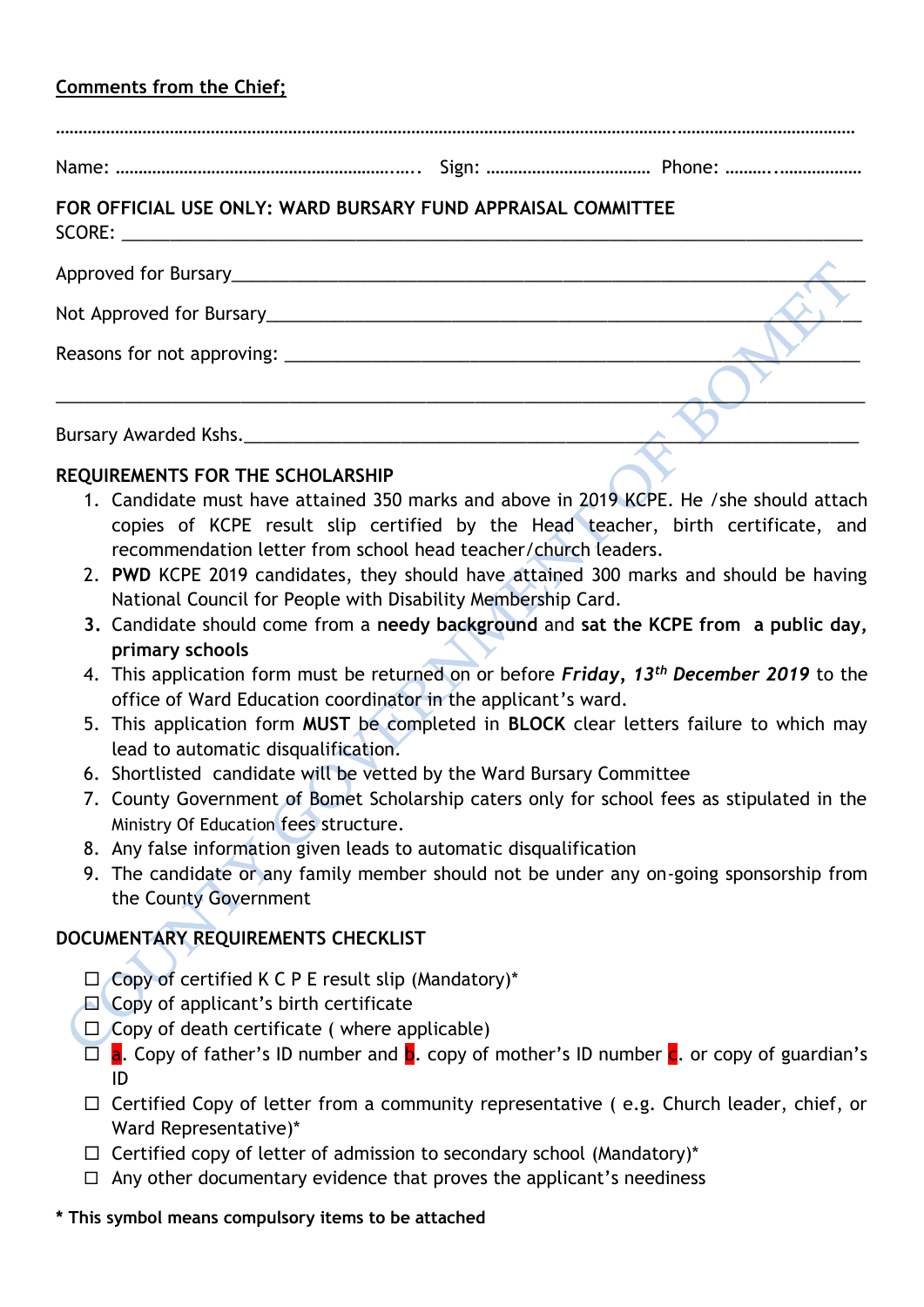**Comments from the Chief;**

……………………………………………………………………………………………………………………………………………

Name: …………………………………………………….….. Sign: ……………………………… Phone: ……….………………

**FOR OFFICIAL USE ONLY: WARD BURSARY FUND APPRAISAL COMMITTEE**

SCORE: ____________________________________________________________________________

Approved for Bursary_______________________________________________________________

Not Approved for Bursary____________________________________________________________

Reasons for not approving: ___________________________________________________________

____________________________________________________________________________________

Bursary Awarded Kshs.______________________________________________________________

**REQUIREMENTS FOR THE SCHOLARSHIP**

1. Candidate must have attained 350 marks and above in 2019 KCPE. He /she should attach copies of KCPE result slip certified by the Head teacher, birth certificate, and recommendation letter from school head teacher/church leaders.
2. **PWD** KCPE 2019 candidates, they should have attained 300 marks and should be having National Council for People with Disability Membership Card.
3. Candidate should come from a **needy background** and **sat the KCPE from a public day, primary schools**
4. This application form must be returned on or before ***Friday, 13th December 2019*** to the office of Ward Education coordinator in the applicant's ward.
5. This application form **MUST** be completed in **BLOCK** clear letters failure to which may lead to automatic disqualification.
6. Shortlisted candidate will be vetted by the Ward Bursary Committee
7. County Government of Bomet Scholarship caters only for school fees as stipulated in the Ministry Of Education fees structure.
8. Any false information given leads to automatic disqualification
9. The candidate or any family member should not be under any on-going sponsorship from the County Government

**DOCUMENTARY REQUIREMENTS CHECKLIST**

- ☐ Copy of certified K C P E result slip (Mandatory)*
- ☐ Copy of applicant's birth certificate
- ☐ Copy of death certificate ( where applicable)
- ☐ a. Copy of father's ID number and b. copy of mother's ID number c. or copy of guardian's ID
- ☐ Certified Copy of letter from a community representative ( e.g. Church leader, chief, or Ward Representative)*
- ☐ Certified copy of letter of admission to secondary school (Mandatory)*
- ☐ Any other documentary evidence that proves the applicant's neediness

**\* This symbol means compulsory items to be attached**